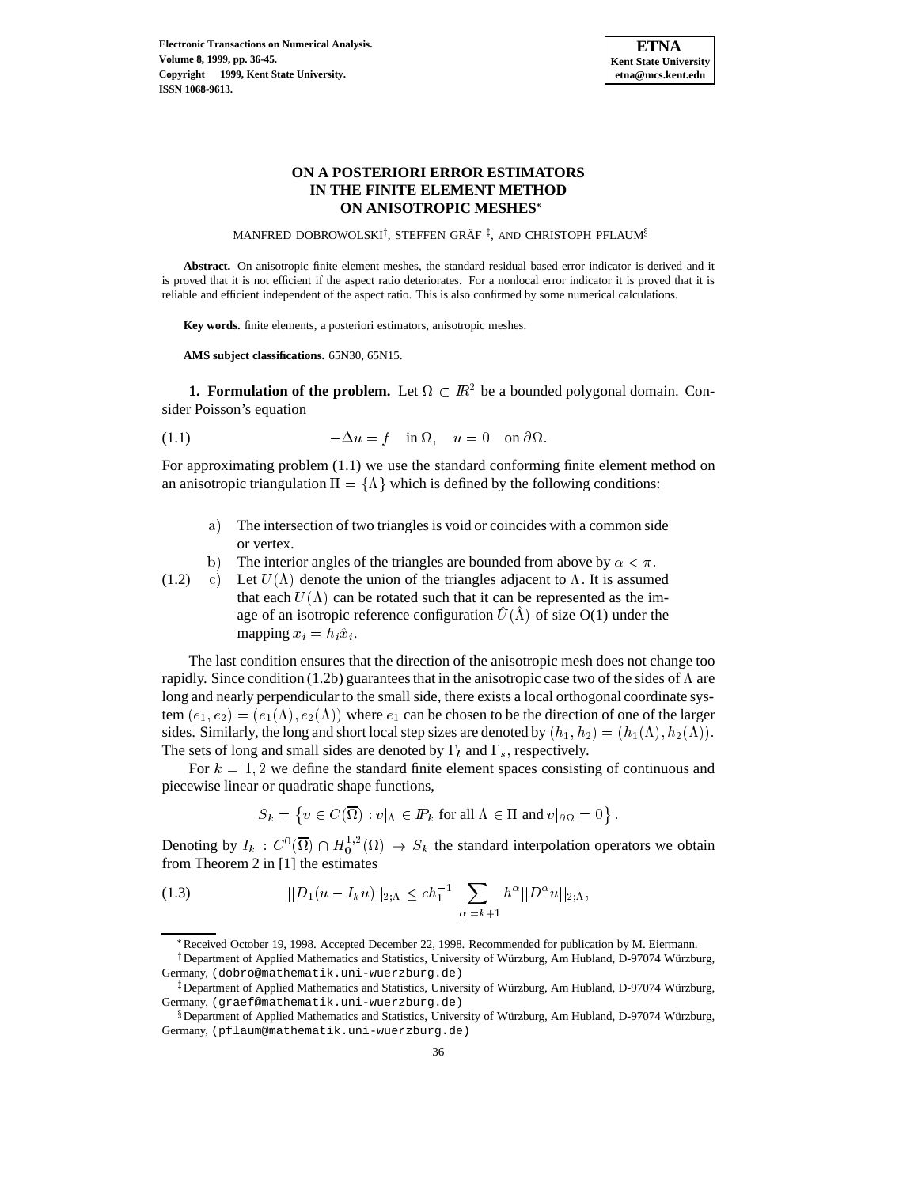# ON A POSTERIORI ERROR ESTIMATORS IN THE FINITE ELEMENT METHOD ON ANISOTROPIC MESHES*

MANFRED DOBROWOLSKI[†], STEFFEN GRÄF[‡], AND CHRISTOPH PFLAUM[§]

**Abstract.** On anisotropic finite element meshes, the standard residual based error indicator is derived and it is proved that it is not efficient if the aspect ratio deteriorates. For a nonlocal error indicator it is proved that it is reliable and efficient independent of the aspect ratio. This is also confirmed by some numerical calculations.

**Key words.** finite elements, a posteriori estimators, anisotropic meshes.

**AMS subject classifications.** 65N30, 65N15.

**1. Formulation of the problem.** Let $\Omega \subset I\!R^2$ be a bounded polygonal domain. Consider Poisson's equation

$$-\Delta u = f \quad \text{in } \Omega, \quad u = 0 \quad \text{on } \partial\Omega. \tag{1.1}$$

For approximating problem (1.1) we use the standard conforming finite element method on an anisotropic triangulation $\Pi = \{\Lambda\}$ which is defined by the following conditions:

(1.2)

a) The intersection of two triangles is void or coincides with a common side or vertex.

b) The interior angles of the triangles are bounded from above by $\alpha < \pi$.

c) Let $U(\Lambda)$ denote the union of the triangles adjacent to $\Lambda$. It is assumed that each $U(\Lambda)$ can be rotated such that it can be represented as the image of an isotropic reference configuration $\hat{U}(\hat{\Lambda})$ of size O(1) under the mapping $x_i = h_i \hat{x}_i$.

The last condition ensures that the direction of the anisotropic mesh does not change too rapidly. Since condition (1.2b) guarantees that in the anisotropic case two of the sides of $\Lambda$ are long and nearly perpendicular to the small side, there exists a local orthogonal coordinate system $(e_1, e_2) = (e_1(\Lambda), e_2(\Lambda))$ where $e_1$ can be chosen to be the direction of one of the larger sides. Similarly, the long and short local step sizes are denoted by $(h_1, h_2) = (h_1(\Lambda), h_2(\Lambda))$. The sets of long and small sides are denoted by $\Gamma_l$ and $\Gamma_s$, respectively.

For $k = 1, 2$ we define the standard finite element spaces consisting of continuous and piecewise linear or quadratic shape functions,

$$S_k = \left\{ v \in C(\overline{\Omega}) : v|_\Lambda \in I\!P_k \text{ for all } \Lambda \in \Pi \text{ and } v|_{\partial\Omega} = 0 \right\}.$$

Denoting by $I_k : C^0(\overline{\Omega}) \cap H_0^{1,2}(\Omega) \to S_k$ the standard interpolation operators we obtain from Theorem 2 in [1] the estimates

$$||D_1(u - I_k u)||_{2;\Lambda} \le c h_1^{-1} \sum_{|\alpha| = k+1} h^\alpha ||D^\alpha u||_{2;\Lambda}, \tag{1.3}$$

---

*Received October 19, 1998. Accepted December 22, 1998. Recommended for publication by M. Eiermann.

†Department of Applied Mathematics and Statistics, University of Würzburg, Am Hubland, D-97074 Würzburg, Germany, (dobro@mathematik.uni-wuerzburg.de)

‡Department of Applied Mathematics and Statistics, University of Würzburg, Am Hubland, D-97074 Würzburg, Germany, (graef@mathematik.uni-wuerzburg.de)

§Department of Applied Mathematics and Statistics, University of Würzburg, Am Hubland, D-97074 Würzburg, Germany, (pflaum@mathematik.uni-wuerzburg.de)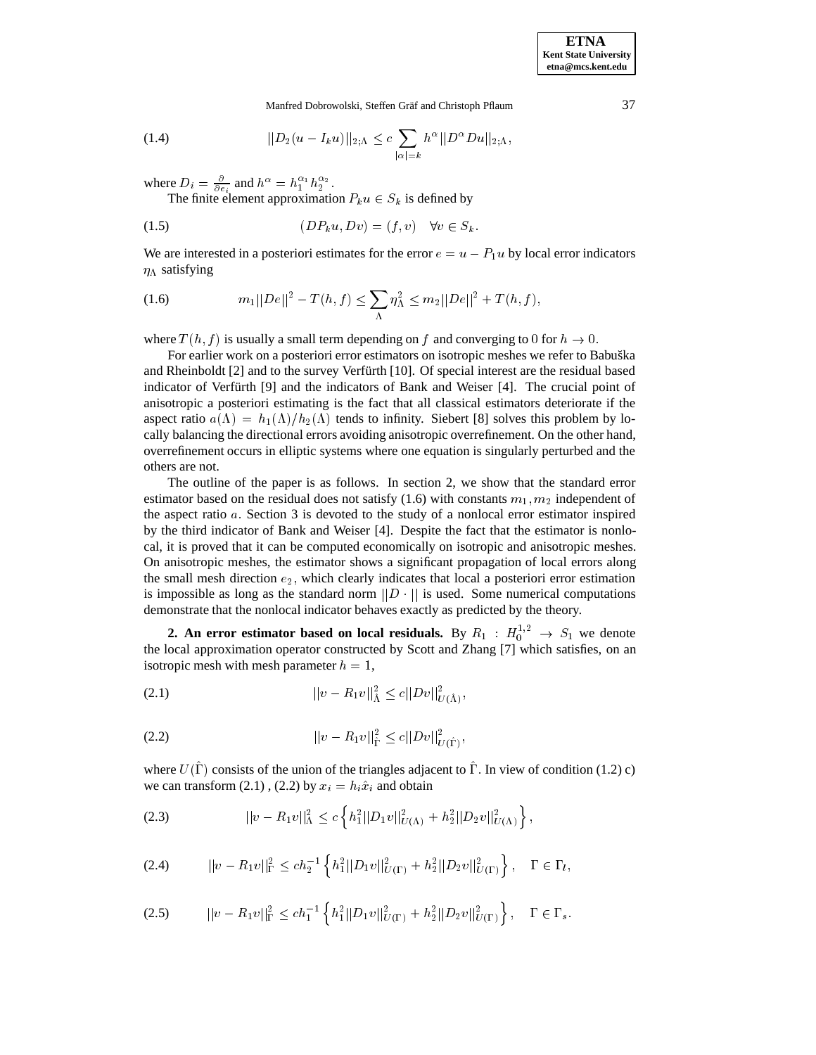$$||D_2(u - I_k u)||_{2;\Lambda} \le c \sum_{|\alpha|=k} h^\alpha ||D^\alpha D u||_{2;\Lambda}, \tag{1.4}$$

where $D_i = \frac{\partial}{\partial e_i}$ and $h^\alpha = h_1^{\alpha_1} h_2^{\alpha_2}$.

The finite element approximation $P_k u \in S_k$ is defined by

$$(DP_k u, Dv) = (f, v) \quad \forall v \in S_k. \tag{1.5}$$

We are interested in a posteriori estimates for the error $e = u - P_1 u$ by local error indicators $\eta_\Lambda$ satisfying

$$m_1 ||De||^2 - T(h, f) \le \sum_\Lambda \eta_\Lambda^2 \le m_2 ||De||^2 + T(h, f), \tag{1.6}$$

where $T(h, f)$ is usually a small term depending on $f$ and converging to $0$ for $h \to 0$.

For earlier work on a posteriori error estimators on isotropic meshes we refer to Babuška and Rheinboldt [2] and to the survey Verfürth [10]. Of special interest are the residual based indicator of Verfürth [9] and the indicators of Bank and Weiser [4]. The crucial point of anisotropic a posteriori estimating is the fact that all classical estimators deteriorate if the aspect ratio $a(\Lambda) = h_1(\Lambda)/h_2(\Lambda)$ tends to infinity. Siebert [8] solves this problem by locally balancing the directional errors avoiding anisotropic overrefinement. On the other hand, overrefinement occurs in elliptic systems where one equation is singularly perturbed and the others are not.

The outline of the paper is as follows. In section 2, we show that the standard error estimator based on the residual does not satisfy (1.6) with constants $m_1, m_2$ independent of the aspect ratio $a$. Section 3 is devoted to the study of a nonlocal error estimator inspired by the third indicator of Bank and Weiser [4]. Despite the fact that the estimator is nonlocal, it is proved that it can be computed economically on isotropic and anisotropic meshes. On anisotropic meshes, the estimator shows a significant propagation of local errors along the small mesh direction $e_2$, which clearly indicates that local a posteriori error estimation is impossible as long as the standard norm $||D \cdot ||$ is used. Some numerical computations demonstrate that the nonlocal indicator behaves exactly as predicted by the theory.

**2. An error estimator based on local residuals.** By $R_1 : H_0^{1,2} \to S_1$ we denote the local approximation operator constructed by Scott and Zhang [7] which satisfies, on an isotropic mesh with mesh parameter $h = 1$,

$$||v - R_1 v||_{\hat{\Lambda}}^2 \le c ||Dv||_{U(\hat{\Lambda})}^2, \tag{2.1}$$

$$||v - R_1 v||_{\hat{\Gamma}}^2 \le c ||Dv||_{U(\hat{\Gamma})}^2, \tag{2.2}$$

where $U(\hat{\Gamma})$ consists of the union of the triangles adjacent to $\hat{\Gamma}$. In view of condition (1.2) c) we can transform (2.1) , (2.2) by $x_i = h_i \hat{x}_i$ and obtain

$$||v - R_1 v||_\Lambda^2 \le c \left\{ h_1^2 ||D_1 v||_{U(\Lambda)}^2 + h_2^2 ||D_2 v||_{U(\Lambda)}^2 \right\}, \tag{2.3}$$

$$||v - R_1 v||_\Gamma^2 \le c h_2^{-1} \left\{ h_1^2 ||D_1 v||_{U(\Gamma)}^2 + h_2^2 ||D_2 v||_{U(\Gamma)}^2 \right\}, \quad \Gamma \in \Gamma_l, \tag{2.4}$$

$$||v - R_1 v||_\Gamma^2 \le c h_1^{-1} \left\{ h_1^2 ||D_1 v||_{U(\Gamma)}^2 + h_2^2 ||D_2 v||_{U(\Gamma)}^2 \right\}, \quad \Gamma \in \Gamma_s. \tag{2.5}$$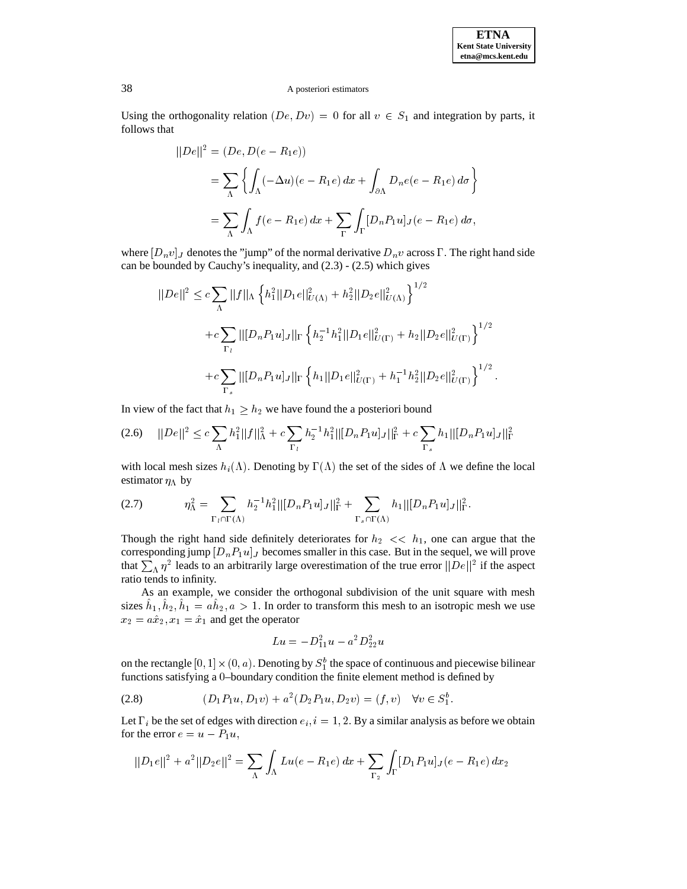Using the orthogonality relation $(De, Dv) = 0$ for all $v \in S_1$ and integration by parts, it follows that

$$
\begin{aligned}
||De||^2 &= (De, D(e - R_1 e)) \\
&= \sum_\Lambda \left\{ \int_\Lambda (-\Delta u)(e - R_1 e)\, dx + \int_{\partial \Lambda} D_n e(e - R_1 e)\, d\sigma \right\} \\
&= \sum_\Lambda \int_\Lambda f(e - R_1 e)\, dx + \sum_\Gamma \int_\Gamma [D_n P_1 u]_J (e - R_1 e)\, d\sigma,
\end{aligned}
$$

where $[D_n v]_J$ denotes the "jump" of the normal derivative $D_n v$ across $\Gamma$. The right hand side can be bounded by Cauchy's inequality, and (2.3) - (2.5) which gives

$$
\begin{aligned}
||De||^2 \leq\; & c \sum_\Lambda ||f||_\Lambda \left\{ h_1^2 ||D_1 e||^2_{U(\Lambda)} + h_2^2 ||D_2 e||^2_{U(\Lambda)} \right\}^{1/2} \\
& + c \sum_{\Gamma_l} ||[D_n P_1 u]_J||_\Gamma \left\{ h_2^{-1} h_1^2 ||D_1 e||^2_{U(\Gamma)} + h_2 ||D_2 e||^2_{U(\Gamma)} \right\}^{1/2} \\
& + c \sum_{\Gamma_s} ||[D_n P_1 u]_J||_\Gamma \left\{ h_1 ||D_1 e||^2_{U(\Gamma)} + h_1^{-1} h_2^2 ||D_2 e||^2_{U(\Gamma)} \right\}^{1/2}.
\end{aligned}
$$

In view of the fact that $h_1 \geq h_2$ we have found the a posteriori bound

$$
||De||^2 \leq c \sum_\Lambda h_1^2 ||f||^2_\Lambda + c \sum_{\Gamma_l} h_2^{-1} h_1^2 ||[D_n P_1 u]_J||^2_\Gamma + c \sum_{\Gamma_s} h_1 ||[D_n P_1 u]_J||^2_\Gamma \tag{2.6}
$$

with local mesh sizes $h_i(\Lambda)$. Denoting by $\Gamma(\Lambda)$ the set of the sides of $\Lambda$ we define the local estimator $\eta_\Lambda$ by

$$
\eta_\Lambda^2 = \sum_{\Gamma_l \cap \Gamma(\Lambda)} h_2^{-1} h_1^2 ||[D_n P_1 u]_J||^2_\Gamma + \sum_{\Gamma_s \cap \Gamma(\Lambda)} h_1 ||[D_n P_1 u]_J||^2_\Gamma. \tag{2.7}
$$

Though the right hand side definitely deteriorates for $h_2 << h_1$, one can argue that the corresponding jump $[D_n P_1 u]_J$ becomes smaller in this case. But in the sequel, we will prove that $\sum_\Lambda \eta^2$ leads to an arbitrarily large overestimation of the true error $||De||^2$ if the aspect ratio tends to infinity.

As an example, we consider the orthogonal subdivision of the unit square with mesh sizes $\hat{h}_1, \hat{h}_2, \hat{h}_1 = a\hat{h}_2, a > 1$. In order to transform this mesh to an isotropic mesh we use $x_2 = a\hat{x}_2, x_1 = \hat{x}_1$ and get the operator

$$
Lu = -D_{11}^2 u - a^2 D_{22}^2 u
$$

on the rectangle $[0, 1] \times (0, a)$. Denoting by $S_1^b$ the space of continuous and piecewise bilinear functions satisfying a 0–boundary condition the finite element method is defined by

$$
(D_1 P_1 u, D_1 v) + a^2 (D_2 P_1 u, D_2 v) = (f, v) \quad \forall v \in S_1^b. \tag{2.8}
$$

Let $\Gamma_i$ be the set of edges with direction $e_i, i = 1, 2$. By a similar analysis as before we obtain for the error $e = u - P_1 u$,

$$
||D_1 e||^2 + a^2 ||D_2 e||^2 = \sum_\Lambda \int_\Lambda Lu(e - R_1 e)\, dx + \sum_{\Gamma_2} \int_\Gamma [D_1 P_1 u]_J (e - R_1 e)\, dx_2
$$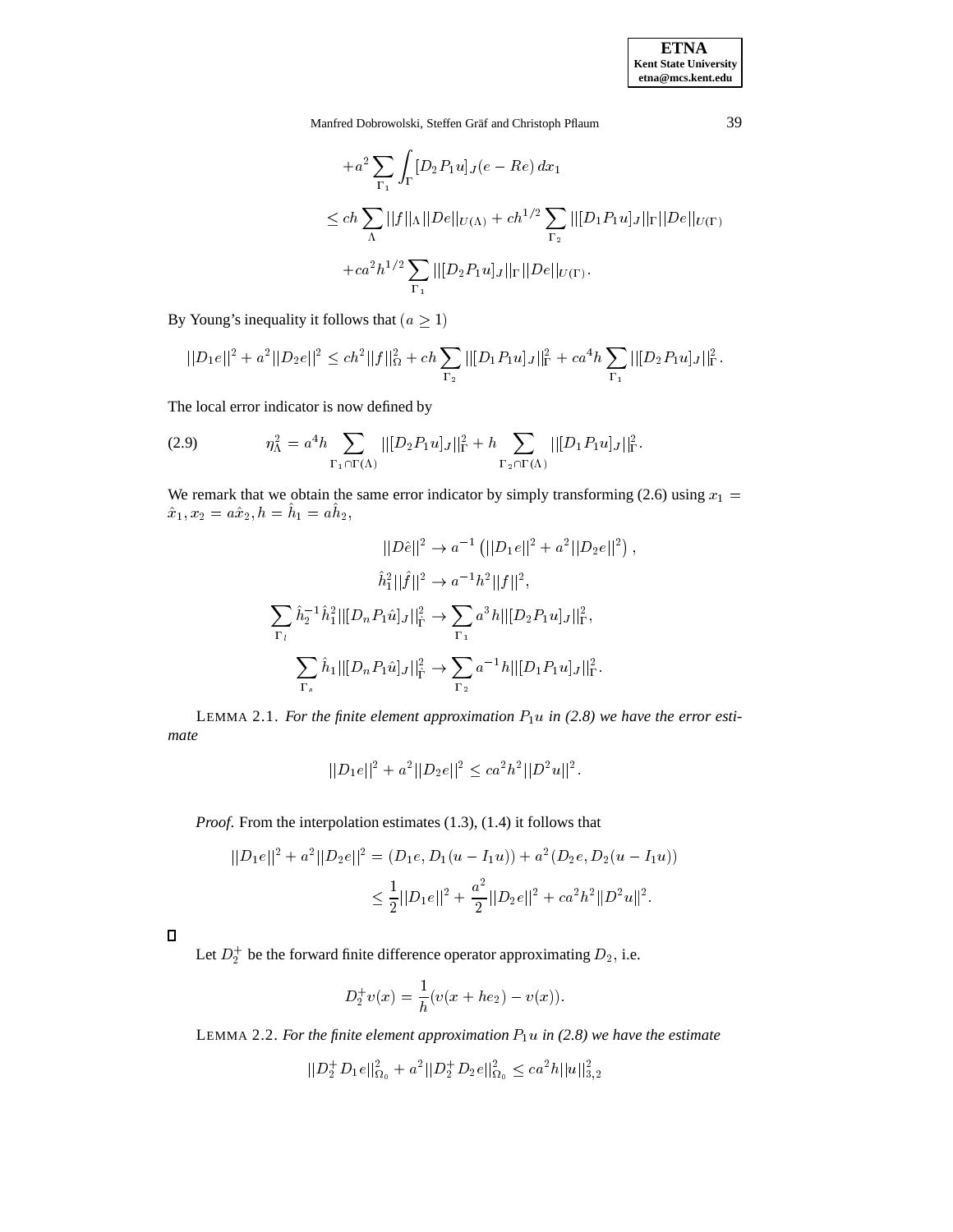$$
\begin{aligned}
&+a^2 \sum_{\Gamma_1} \int_{\Gamma} [D_2 P_1 u]_J (e - Re)\, dx_1 \\
&\le ch \sum_{\Lambda} ||f||_{\Lambda} ||De||_{U(\Lambda)} + ch^{1/2} \sum_{\Gamma_2} ||[D_1 P_1 u]_J||_{\Gamma} ||De||_{U(\Gamma)} \\
&+ ca^2 h^{1/2} \sum_{\Gamma_1} ||[D_2 P_1 u]_J||_{\Gamma} ||De||_{U(\Gamma)}.
\end{aligned}
$$

By Young's inequality it follows that $(a \ge 1)$

$$
||D_1 e||^2 + a^2 ||D_2 e||^2 \le ch^2 ||f||_{\Omega}^2 + ch \sum_{\Gamma_2} ||[D_1 P_1 u]_J||_{\Gamma}^2 + ca^4 h \sum_{\Gamma_1} ||[D_2 P_1 u]_J||_{\Gamma}^2.
$$

The local error indicator is now defined by

$$
\eta_{\Lambda}^2 = a^4 h \sum_{\Gamma_1 \cap \Gamma(\Lambda)} ||[D_2 P_1 u]_J||_{\Gamma}^2 + h \sum_{\Gamma_2 \cap \Gamma(\Lambda)} ||[D_1 P_1 u]_J||_{\Gamma}^2. \tag{2.9}
$$

We remark that we obtain the same error indicator by simply transforming (2.6) using $x_1 = \hat{x}_1, x_2 = a\hat{x}_2, h = \hat{h}_1 = a\hat{h}_2$,

$$
\begin{aligned}
||D\hat{e}||^2 &\to a^{-1}\left(||D_1 e||^2 + a^2 ||D_2 e||^2\right), \\
\hat{h}_1^2 ||\hat{f}||^2 &\to a^{-1} h^2 ||f||^2, \\
\sum_{\Gamma_l} \hat{h}_2^{-1} \hat{h}_1^2 ||[D_n P_1 \hat{u}]_J||_{\hat{\Gamma}}^2 &\to \sum_{\Gamma_1} a^3 h ||[D_2 P_1 u]_J||_{\Gamma}^2, \\
\sum_{\Gamma_s} \hat{h}_1 ||[D_n P_1 \hat{u}]_J||_{\hat{\Gamma}}^2 &\to \sum_{\Gamma_2} a^{-1} h ||[D_1 P_1 u]_J||_{\Gamma}^2.
\end{aligned}
$$

LEMMA 2.1. *For the finite element approximation $P_1 u$ in (2.8) we have the error estimate*

$$
||D_1 e||^2 + a^2 ||D_2 e||^2 \le ca^2 h^2 ||D^2 u||^2.
$$

*Proof.* From the interpolation estimates (1.3), (1.4) it follows that

$$
\begin{aligned}
||D_1 e||^2 + a^2 ||D_2 e||^2 &= (D_1 e, D_1(u - I_1 u)) + a^2 (D_2 e, D_2(u - I_1 u)) \\
&\le \frac{1}{2} ||D_1 e||^2 + \frac{a^2}{2} ||D_2 e||^2 + ca^2 h^2 \|D^2 u\|^2.
\end{aligned}
$$

□

Let $D_2^+$ be the forward finite difference operator approximating $D_2$, i.e.

$$
D_2^+ v(x) = \frac{1}{h}(v(x + he_2) - v(x)).
$$

LEMMA 2.2. *For the finite element approximation $P_1 u$ in (2.8) we have the estimate*

$$
||D_2^+ D_1 e||_{\Omega_0}^2 + a^2 ||D_2^+ D_2 e||_{\Omega_0}^2 \le ca^2 h ||u||_{3,2}^2
$$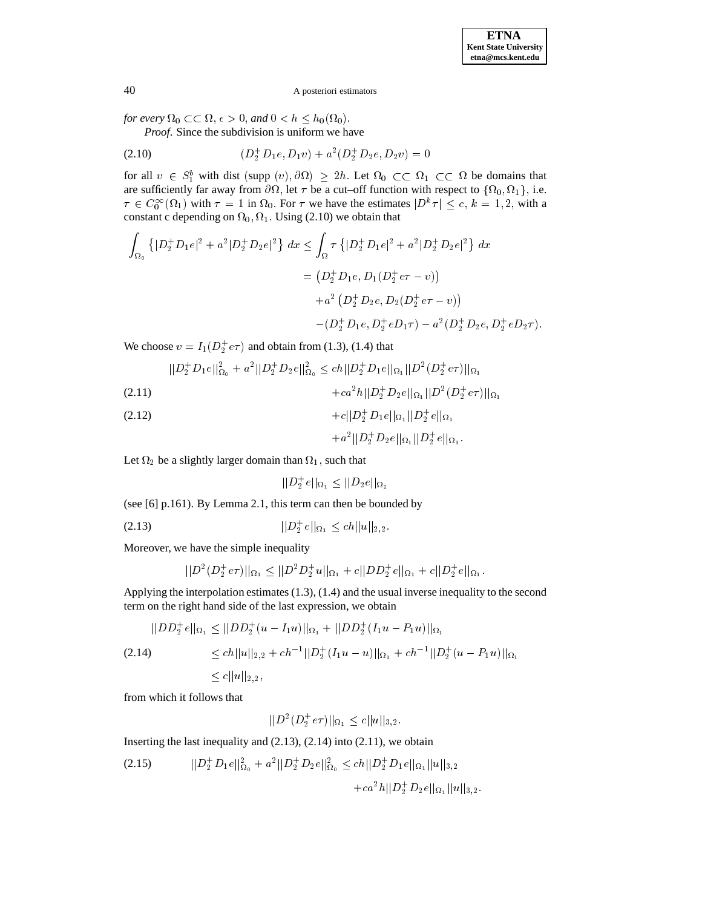*for every* $\Omega_0 \subset\subset \Omega$, $\epsilon > 0$, *and* $0 < h \leq h_0(\Omega_0)$.

*Proof.* Since the subdivision is uniform we have

$$(D_2^+ D_1 e, D_1 v) + a^2 (D_2^+ D_2 e, D_2 v) = 0 \tag{2.10}$$

for all $v \in S_1^b$ with dist $(\text{supp}\,(v), \partial\Omega) \geq 2h$. Let $\Omega_0 \subset\subset \Omega_1 \subset\subset \Omega$ be domains that are sufficiently far away from $\partial\Omega$, let $\tau$ be a cut–off function with respect to $\{\Omega_0, \Omega_1\}$, i.e. $\tau \in C_0^\infty(\Omega_1)$ with $\tau = 1$ in $\Omega_0$. For $\tau$ we have the estimates $|D^k \tau| \leq c$, $k = 1, 2$, with a constant c depending on $\Omega_0, \Omega_1$. Using (2.10) we obtain that

$$\begin{aligned}
\int_{\Omega_0} \left\{ |D_2^+ D_1 e|^2 + a^2 |D_2^+ D_2 e|^2 \right\} dx &\leq \int_\Omega \tau \left\{ |D_2^+ D_1 e|^2 + a^2 |D_2^+ D_2 e|^2 \right\} dx \\
&= \left( D_2^+ D_1 e, D_1 (D_2^+ e \tau - v) \right) \\
&\quad + a^2 \left( D_2^+ D_2 e, D_2 (D_2^+ e \tau - v) \right) \\
&\quad - (D_2^+ D_1 e, D_2^+ e D_1 \tau) - a^2 (D_2^+ D_2 e, D_2^+ e D_2 \tau).
\end{aligned}$$

We choose $v = I_1(D_2^+ e\tau)$ and obtain from (1.3), (1.4) that

$$\begin{aligned}
||D_2^+ D_1 e||_{\Omega_0}^2 + a^2 ||D_2^+ D_2 e||_{\Omega_0}^2 &\leq ch ||D_2^+ D_1 e||_{\Omega_1} ||D^2 (D_2^+ e \tau)||_{\Omega_1} \\
&\quad + c a^2 h ||D_2^+ D_2 e||_{\Omega_1} ||D^2 (D_2^+ e \tau)||_{\Omega_1} && (2.11) \\
&\quad + c ||D_2^+ D_1 e||_{\Omega_1} ||D_2^+ e||_{\Omega_1} && (2.12) \\
&\quad + a^2 ||D_2^+ D_2 e||_{\Omega_1} ||D_2^+ e||_{\Omega_1}.
\end{aligned}$$

Let $\Omega_2$ be a slightly larger domain than $\Omega_1$, such that

$$||D_2^+ e||_{\Omega_1} \leq ||D_2 e||_{\Omega_2}$$

(see [6] p.161). By Lemma 2.1, this term can then be bounded by

$$||D_2^+ e||_{\Omega_1} \leq ch ||u||_{2,2}. \tag{2.13}$$

Moreover, we have the simple inequality

$$||D^2 (D_2^+ e \tau)||_{\Omega_1} \leq ||D^2 D_2^+ u||_{\Omega_1} + c ||D D_2^+ e||_{\Omega_1} + c ||D_2^+ e||_{\Omega_1}.$$

Applying the interpolation estimates (1.3), (1.4) and the usual inverse inequality to the second term on the right hand side of the last expression, we obtain

$$\begin{aligned}
||D D_2^+ e||_{\Omega_1} &\leq ||D D_2^+ (u - I_1 u)||_{\Omega_1} + ||D D_2^+ (I_1 u - P_1 u)||_{\Omega_1} \\
&\leq ch ||u||_{2,2} + ch^{-1} ||D_2^+ (I_1 u - u)||_{\Omega_1} + ch^{-1} ||D_2^+ (u - P_1 u)||_{\Omega_1} && (2.14) \\
&\leq c ||u||_{2,2},
\end{aligned}$$

from which it follows that

$$||D^2 (D_2^+ e \tau)||_{\Omega_1} \leq c ||u||_{3,2}.$$

Inserting the last inequality and (2.13), (2.14) into (2.11), we obtain

$$\begin{aligned}
||D_2^+ D_1 e||_{\Omega_0}^2 + a^2 ||D_2^+ D_2 e||_{\Omega_0}^2 &\leq ch ||D_2^+ D_1 e||_{\Omega_1} ||u||_{3,2} && (2.15) \\
&\quad + c a^2 h ||D_2^+ D_2 e||_{\Omega_1} ||u||_{3,2}.
\end{aligned}$$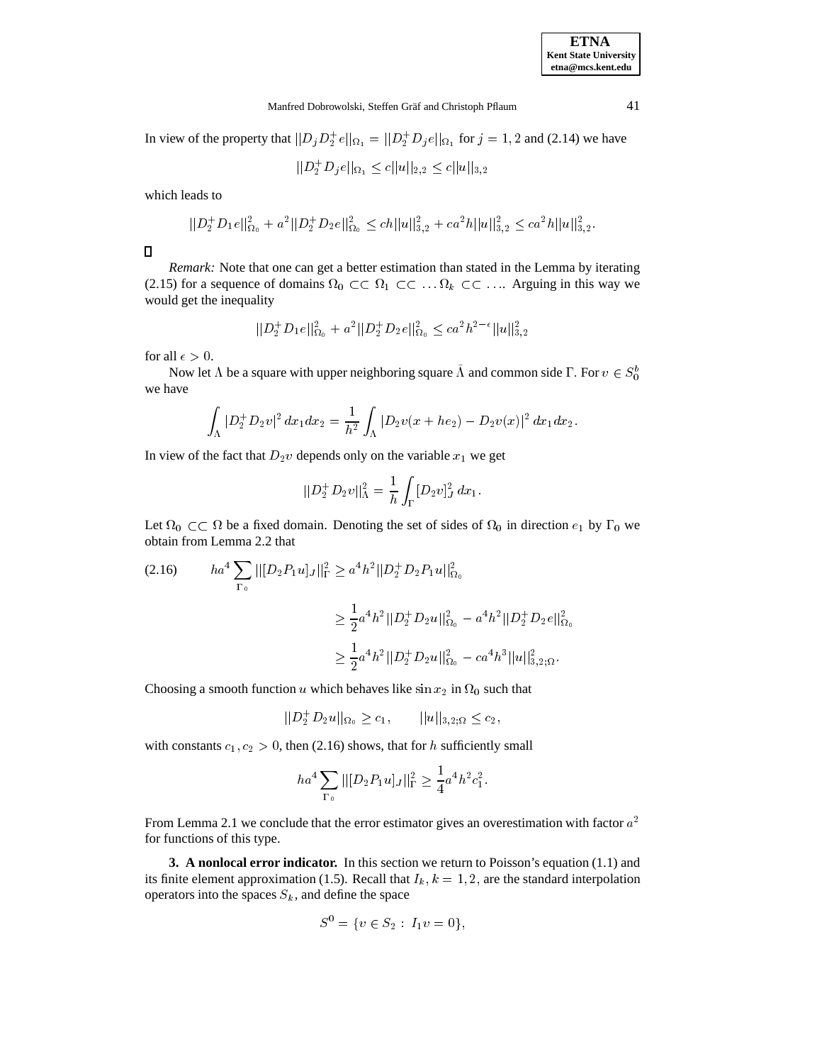In view of the property that $||D_j D_2^+ e||_{\Omega_1} = ||D_2^+ D_j e||_{\Omega_1}$ for $j = 1, 2$ and (2.14) we have

$$||D_2^+ D_j e||_{\Omega_1} \le c||u||_{2,2} \le c||u||_{3,2}$$

which leads to

$$||D_2^+ D_1 e||^2_{\Omega_0} + a^2 ||D_2^+ D_2 e||^2_{\Omega_0} \le ch||u||^2_{3,2} + ca^2 h||u||^2_{3,2} \le ca^2 h||u||^2_{3,2}.$$

$\square$

*Remark:* Note that one can get a better estimation than stated in the Lemma by iterating (2.15) for a sequence of domains $\Omega_0 \subset\subset \Omega_1 \subset\subset \ldots \Omega_k \subset\subset \ldots$. Arguing in this way we would get the inequality

$$||D_2^+ D_1 e||^2_{\Omega_0} + a^2 ||D_2^+ D_2 e||^2_{\Omega_0} \le ca^2 h^{2-\epsilon} ||u||^2_{3,2}$$

for all $\epsilon > 0$.

Now let $\Lambda$ be a square with upper neighboring square $\tilde{\Lambda}$ and common side $\Gamma$. For $v \in S_0^b$ we have

$$\int_\Lambda |D_2^+ D_2 v|^2 \, dx_1 dx_2 = \frac{1}{h^2} \int_\Lambda |D_2 v(x + he_2) - D_2 v(x)|^2 \, dx_1 dx_2 .$$

In view of the fact that $D_2 v$ depends only on the variable $x_1$ we get

$$||D_2^+ D_2 v||^2_\Lambda = \frac{1}{h} \int_\Gamma [D_2 v]_J^2 \, dx_1 .$$

Let $\Omega_0 \subset\subset \Omega$ be a fixed domain. Denoting the set of sides of $\Omega_0$ in direction $e_1$ by $\Gamma_0$ we obtain from Lemma 2.2 that

$$
\begin{aligned}
(2.16) \qquad ha^4 \sum_{\Gamma_0} ||[D_2 P_1 u]_J||^2_\Gamma &\ge a^4 h^2 ||D_2^+ D_2 P_1 u||^2_{\Omega_0} \\
&\ge \frac{1}{2} a^4 h^2 ||D_2^+ D_2 u||^2_{\Omega_0} - a^4 h^2 ||D_2^+ D_2 e||^2_{\Omega_0} \\
&\ge \frac{1}{2} a^4 h^2 ||D_2^+ D_2 u||^2_{\Omega_0} - ca^4 h^3 ||u||^2_{3,2;\Omega} .
\end{aligned}
$$

Choosing a smooth function $u$ which behaves like $\sin x_2$ in $\Omega_0$ such that

$$||D_2^+ D_2 u||_{\Omega_0} \ge c_1, \qquad ||u||_{3,2;\Omega} \le c_2,$$

with constants $c_1, c_2 > 0$, then (2.16) shows, that for $h$ sufficiently small

$$ha^4 \sum_{\Gamma_0} ||[D_2 P_1 u]_J||^2_\Gamma \ge \frac{1}{4} a^4 h^2 c_1^2 .$$

From Lemma 2.1 we conclude that the error estimator gives an overestimation with factor $a^2$ for functions of this type.

**3. A nonlocal error indicator.** In this section we return to Poisson's equation (1.1) and its finite element approximation (1.5). Recall that $I_k, k = 1, 2,$ are the standard interpolation operators into the spaces $S_k$, and define the space

$$S^0 = \{v \in S_2 : \, I_1 v = 0\},$$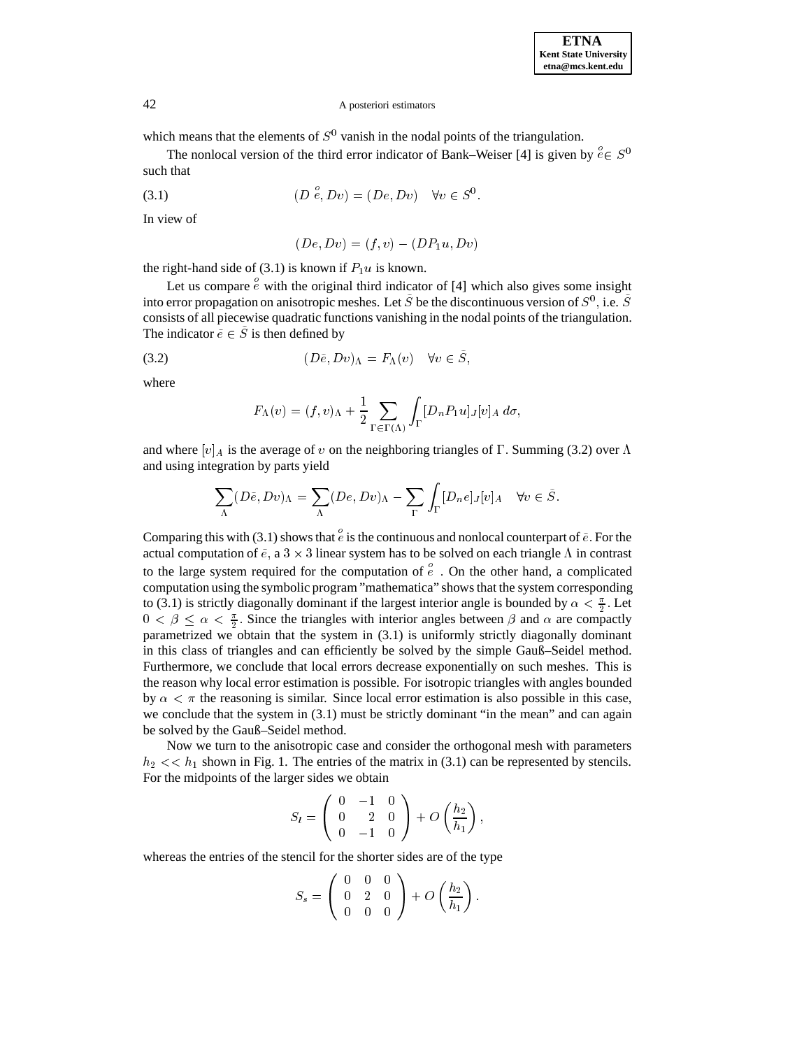which means that the elements of $S^0$ vanish in the nodal points of the triangulation.

The nonlocal version of the third error indicator of Bank–Weiser [4] is given by $\overset{o}{e} \in S^0$ such that

$$(D\,\overset{o}{e}, Dv) = (De, Dv) \quad \forall v \in S^0. \tag{3.1}$$

In view of

$$(De, Dv) = (f, v) - (DP_1 u, Dv)$$

the right-hand side of (3.1) is known if $P_1 u$ is known.

Let us compare $\overset{o}{e}$ with the original third indicator of [4] which also gives some insight into error propagation on anisotropic meshes. Let $\bar{S}$ be the discontinuous version of $S^0$, i.e. $\bar{S}$ consists of all piecewise quadratic functions vanishing in the nodal points of the triangulation. The indicator $\bar{e} \in \bar{S}$ is then defined by

$$(D\bar{e}, Dv)_\Lambda = F_\Lambda(v) \quad \forall v \in \bar{S}, \tag{3.2}$$

where

$$F_\Lambda(v) = (f, v)_\Lambda + \frac{1}{2} \sum_{\Gamma \in \Gamma(\Lambda)} \int_\Gamma [D_n P_1 u]_J [v]_A \, d\sigma,$$

and where $[v]_A$ is the average of $v$ on the neighboring triangles of $\Gamma$. Summing (3.2) over $\Lambda$ and using integration by parts yield

$$\sum_\Lambda (D\bar{e}, Dv)_\Lambda = \sum_\Lambda (De, Dv)_\Lambda - \sum_\Gamma \int_\Gamma [D_n e]_J [v]_A \quad \forall v \in \bar{S}.$$

Comparing this with (3.1) shows that $\overset{o}{e}$ is the continuous and nonlocal counterpart of $\bar{e}$. For the actual computation of $\bar{e}$, a $3 \times 3$ linear system has to be solved on each triangle $\Lambda$ in contrast to the large system required for the computation of $\overset{o}{e}$ . On the other hand, a complicated computation using the symbolic program "mathematica" shows that the system corresponding to (3.1) is strictly diagonally dominant if the largest interior angle is bounded by $\alpha < \frac{\pi}{2}$. Let $0 < \beta \leq \alpha < \frac{\pi}{2}$. Since the triangles with interior angles between $\beta$ and $\alpha$ are compactly parametrized we obtain that the system in (3.1) is uniformly strictly diagonally dominant in this class of triangles and can efficiently be solved by the simple Gauß–Seidel method. Furthermore, we conclude that local errors decrease exponentially on such meshes. This is the reason why local error estimation is possible. For isotropic triangles with angles bounded by $\alpha < \pi$ the reasoning is similar. Since local error estimation is also possible in this case, we conclude that the system in (3.1) must be strictly dominant "in the mean" and can again be solved by the Gauß–Seidel method.

Now we turn to the anisotropic case and consider the orthogonal mesh with parameters $h_2 << h_1$ shown in Fig. 1. The entries of the matrix in (3.1) can be represented by stencils. For the midpoints of the larger sides we obtain

$$S_l = \begin{pmatrix} 0 & -1 & 0 \\ 0 & 2 & 0 \\ 0 & -1 & 0 \end{pmatrix} + O\left(\frac{h_2}{h_1}\right),$$

whereas the entries of the stencil for the shorter sides are of the type

$$S_s = \begin{pmatrix} 0 & 0 & 0 \\ 0 & 2 & 0 \\ 0 & 0 & 0 \end{pmatrix} + O\left(\frac{h_2}{h_1}\right).$$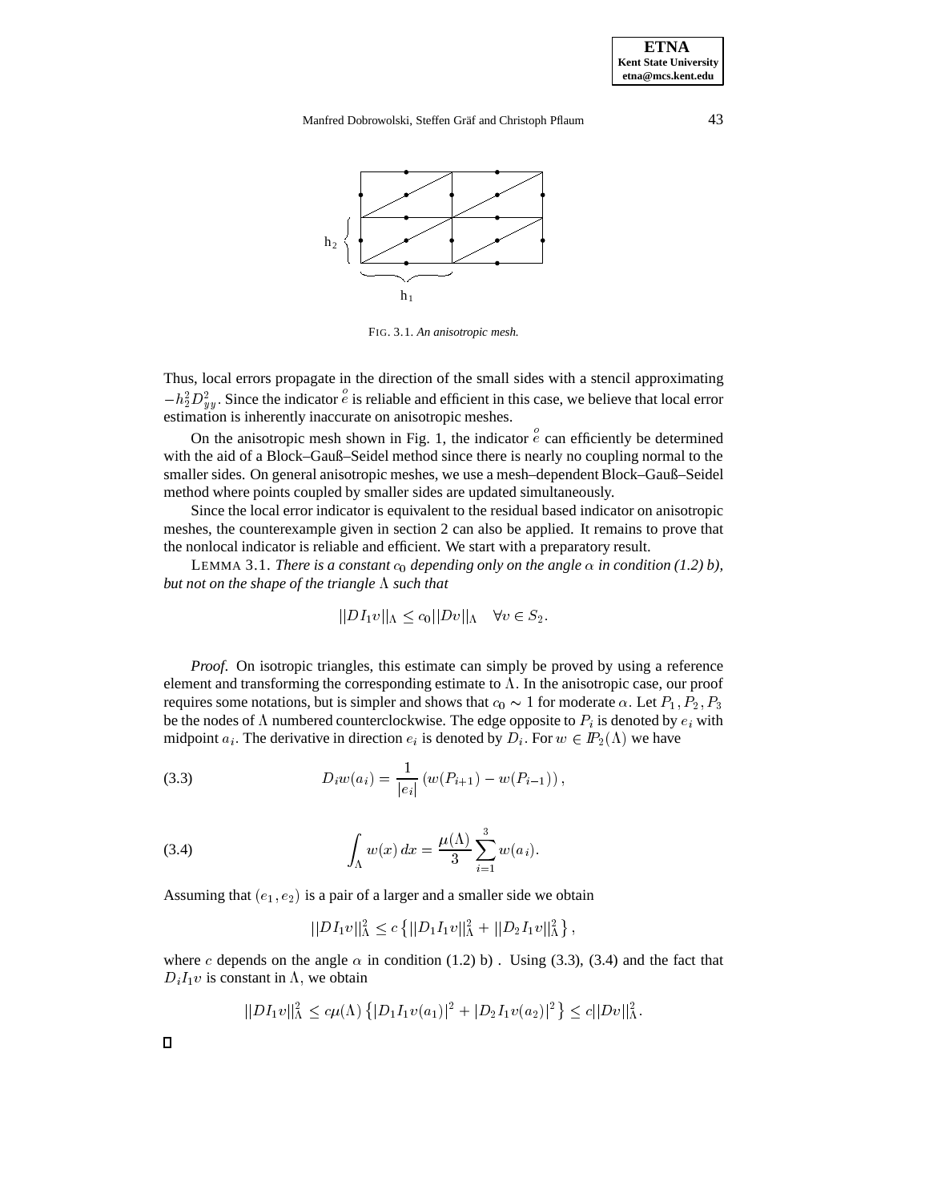FIG. 3.1. *An anisotropic mesh.*

Thus, local errors propagate in the direction of the small sides with a stencil approximating $-h_2^2 D_{yy}^2$. Since the indicator $\overset{o}{e}$ is reliable and efficient in this case, we believe that local error estimation is inherently inaccurate on anisotropic meshes.

On the anisotropic mesh shown in Fig. 1, the indicator $\overset{o}{e}$ can efficiently be determined with the aid of a Block–Gauß–Seidel method since there is nearly no coupling normal to the smaller sides. On general anisotropic meshes, we use a mesh–dependent Block–Gauß–Seidel method where points coupled by smaller sides are updated simultaneously.

Since the local error indicator is equivalent to the residual based indicator on anisotropic meshes, the counterexample given in section 2 can also be applied. It remains to prove that the nonlocal indicator is reliable and efficient. We start with a preparatory result.

LEMMA 3.1. *There is a constant $c_0$ depending only on the angle $\alpha$ in condition (1.2) b), but not on the shape of the triangle $\Lambda$ such that*

$$||DI_1 v||_\Lambda \le c_0 ||Dv||_\Lambda \quad \forall v \in S_2.$$

*Proof.* On isotropic triangles, this estimate can simply be proved by using a reference element and transforming the corresponding estimate to $\Lambda$. In the anisotropic case, our proof requires some notations, but is simpler and shows that $c_0 \sim 1$ for moderate $\alpha$. Let $P_1, P_2, P_3$ be the nodes of $\Lambda$ numbered counterclockwise. The edge opposite to $P_i$ is denoted by $e_i$ with midpoint $a_i$. The derivative in direction $e_i$ is denoted by $D_i$. For $w \in \mathbb{P}_2(\Lambda)$ we have

$$D_i w(a_i) = \frac{1}{|e_i|} \left( w(P_{i+1}) - w(P_{i-1}) \right), \tag{3.3}$$

$$\int_\Lambda w(x)\, dx = \frac{\mu(\Lambda)}{3} \sum_{i=1}^{3} w(a_i). \tag{3.4}$$

Assuming that $(e_1, e_2)$ is a pair of a larger and a smaller side we obtain

$$||DI_1 v||_\Lambda^2 \le c \left\{ ||D_1 I_1 v||_\Lambda^2 + ||D_2 I_1 v||_\Lambda^2 \right\},$$

where $c$ depends on the angle $\alpha$ in condition (1.2) b) . Using (3.3), (3.4) and the fact that $D_i I_1 v$ is constant in $\Lambda$, we obtain

$$||DI_1 v||_\Lambda^2 \le c\mu(\Lambda) \left\{ |D_1 I_1 v(a_1)|^2 + |D_2 I_1 v(a_2)|^2 \right\} \le c ||Dv||_\Lambda^2.$$

□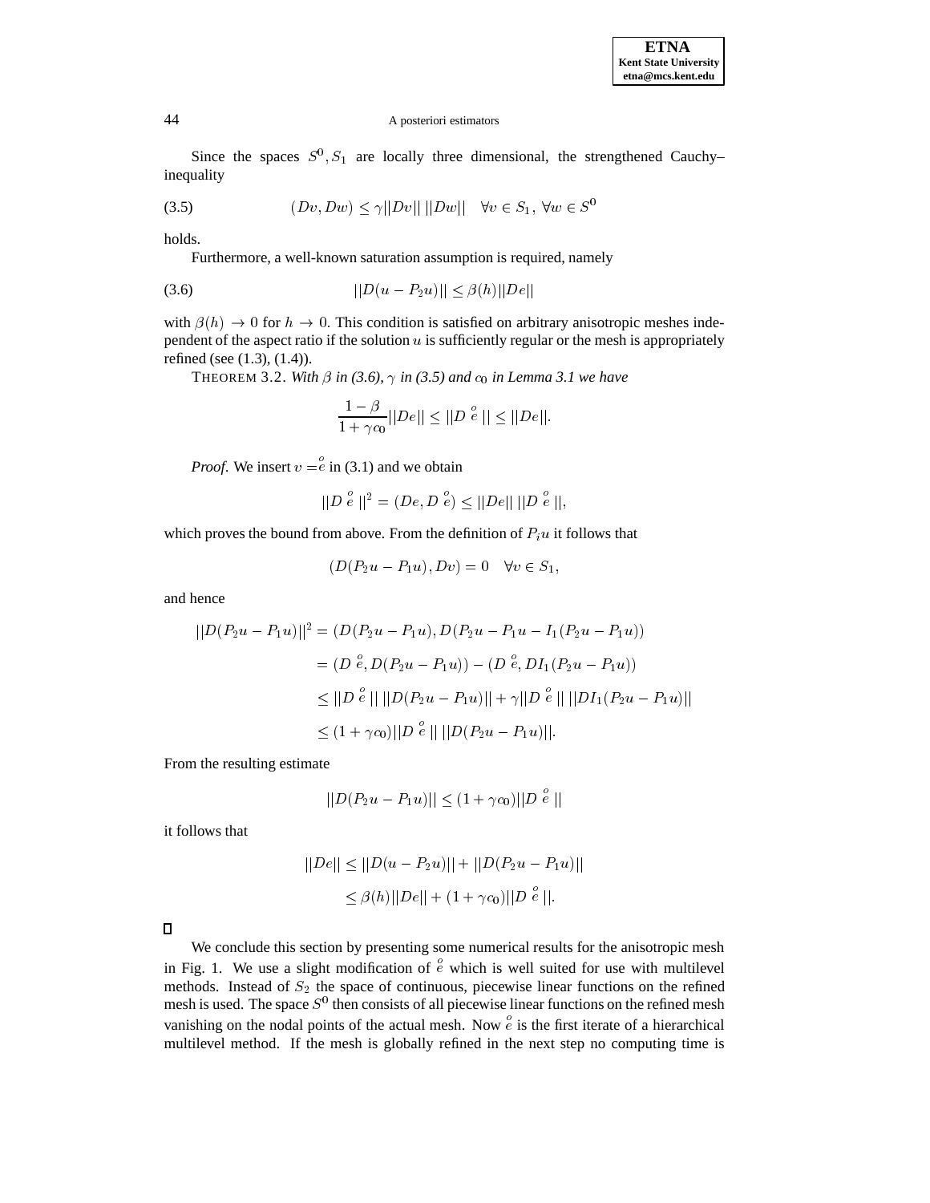Since the spaces $S^0, S_1$ are locally three dimensional, the strengthened Cauchy–inequality

$$(3.5) \qquad (Dv, Dw) \leq \gamma ||Dv|| \, ||Dw|| \quad \forall v \in S_1, \, \forall w \in S^0$$

holds.

Furthermore, a well-known saturation assumption is required, namely

$$(3.6) \qquad ||D(u - P_2 u)|| \leq \beta(h) ||De||$$

with $\beta(h) \to 0$ for $h \to 0$. This condition is satisfied on arbitrary anisotropic meshes independent of the aspect ratio if the solution $u$ is sufficiently regular or the mesh is appropriately refined (see (1.3), (1.4)).

THEOREM 3.2. *With $\beta$ in (3.6), $\gamma$ in (3.5) and $c_0$ in Lemma 3.1 we have*

$$\frac{1-\beta}{1+\gamma c_0} ||De|| \leq ||D \overset{o}{e} \,|| \leq ||De||.$$

*Proof*. We insert $v = \overset{o}{e}$ in (3.1) and we obtain

$$||D \overset{o}{e} \,||^2 = (De, D \overset{o}{e}) \leq ||De|| \, ||D \overset{o}{e} \,||,$$

which proves the bound from above. From the definition of $P_i u$ it follows that

$$(D(P_2 u - P_1 u), Dv) = 0 \quad \forall v \in S_1,$$

and hence

$$\begin{aligned}
||D(P_2 u - P_1 u)||^2 &= (D(P_2 u - P_1 u), D(P_2 u - P_1 u - I_1(P_2 u - P_1 u)) \\
&= (D \overset{o}{e}, D(P_2 u - P_1 u)) - (D \overset{o}{e}, DI_1(P_2 u - P_1 u)) \\
&\leq ||D \overset{o}{e} \,|| \, ||D(P_2 u - P_1 u)|| + \gamma ||D \overset{o}{e} \,|| \, ||DI_1(P_2 u - P_1 u)|| \\
&\leq (1 + \gamma c_0) ||D \overset{o}{e} \,|| \, ||D(P_2 u - P_1 u)||.
\end{aligned}$$

From the resulting estimate

$$||D(P_2 u - P_1 u)|| \leq (1 + \gamma c_0) ||D \overset{o}{e} \,||$$

it follows that

$$\begin{aligned}
||De|| &\leq ||D(u - P_2 u)|| + ||D(P_2 u - P_1 u)|| \\
&\leq \beta(h) ||De|| + (1 + \gamma c_0) ||D \overset{o}{e} \,||.
\end{aligned}$$

□

We conclude this section by presenting some numerical results for the anisotropic mesh in Fig. 1. We use a slight modification of $\overset{o}{e}$ which is well suited for use with multilevel methods. Instead of $S_2$ the space of continuous, piecewise linear functions on the refined mesh is used. The space $S^0$ then consists of all piecewise linear functions on the refined mesh vanishing on the nodal points of the actual mesh. Now $\overset{o}{e}$ is the first iterate of a hierarchical multilevel method. If the mesh is globally refined in the next step no computing time is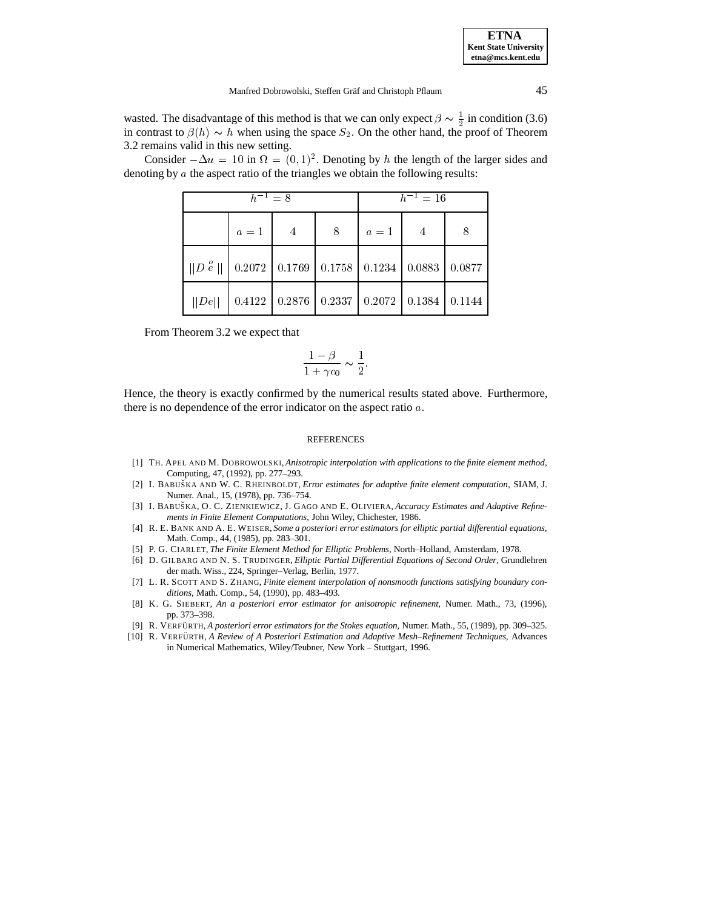wasted. The disadvantage of this method is that we can only expect $\beta \sim \frac{1}{2}$ in condition (3.6) in contrast to $\beta(h) \sim h$ when using the space $S_2$. On the other hand, the proof of Theorem 3.2 remains valid in this new setting.

Consider $-\Delta u = 10$ in $\Omega = (0,1)^2$. Denoting by $h$ the length of the larger sides and denoting by $a$ the aspect ratio of the triangles we obtain the following results:

| | $h^{-1} = 8$ | | | $h^{-1} = 16$ | | |
|---|---|---|---|---|---|---|
| | $a = 1$ | 4 | 8 | $a = 1$ | 4 | 8 |
| $\|\|D \overset{o}{e}\|\|$ | 0.2072 | 0.1769 | 0.1758 | 0.1234 | 0.0883 | 0.0877 |
| $\|\|De\|\|$ | 0.4122 | 0.2876 | 0.2337 | 0.2072 | 0.1384 | 0.1144 |

From Theorem 3.2 we expect that

$$\frac{1-\beta}{1+\gamma c_0} \sim \frac{1}{2}.$$

Hence, the theory is exactly confirmed by the numerical results stated above. Furthermore, there is no dependence of the error indicator on the aspect ratio $a$.

## REFERENCES

[1] TH. APEL AND M. DOBROWOLSKI, *Anisotropic interpolation with applications to the finite element method*, Computing, 47, (1992), pp. 277–293.

[2] I. BABUŠKA AND W. C. RHEINBOLDT, *Error estimates for adaptive finite element computation*, SIAM, J. Numer. Anal., 15, (1978), pp. 736–754.

[3] I. BABUŠKA, O. C. ZIENKIEWICZ, J. GAGO AND E. OLIVIERA, *Accuracy Estimates and Adaptive Refinements in Finite Element Computations*, John Wiley, Chichester, 1986.

[4] R. E. BANK AND A. E. WEISER, *Some a posteriori error estimators for elliptic partial differential equations*, Math. Comp., 44, (1985), pp. 283–301.

[5] P. G. CIARLET, *The Finite Element Method for Elliptic Problems*, North–Holland, Amsterdam, 1978.

[6] D. GILBARG AND N. S. TRUDINGER, *Elliptic Partial Differential Equations of Second Order*, Grundlehren der math. Wiss., 224, Springer–Verlag, Berlin, 1977.

[7] L. R. SCOTT AND S. ZHANG, *Finite element interpolation of nonsmooth functions satisfying boundary conditions*, Math. Comp., 54, (1990), pp. 483–493.

[8] K. G. SIEBERT, *An a posteriori error estimator for anisotropic refinement*, Numer. Math., 73, (1996), pp. 373–398.

[9] R. VERFÜRTH, *A posteriori error estimators for the Stokes equation*, Numer. Math., 55, (1989), pp. 309–325.

[10] R. VERFÜRTH, *A Review of A Posteriori Estimation and Adaptive Mesh–Refinement Techniques*, Advances in Numerical Mathematics, Wiley/Teubner, New York – Stuttgart, 1996.